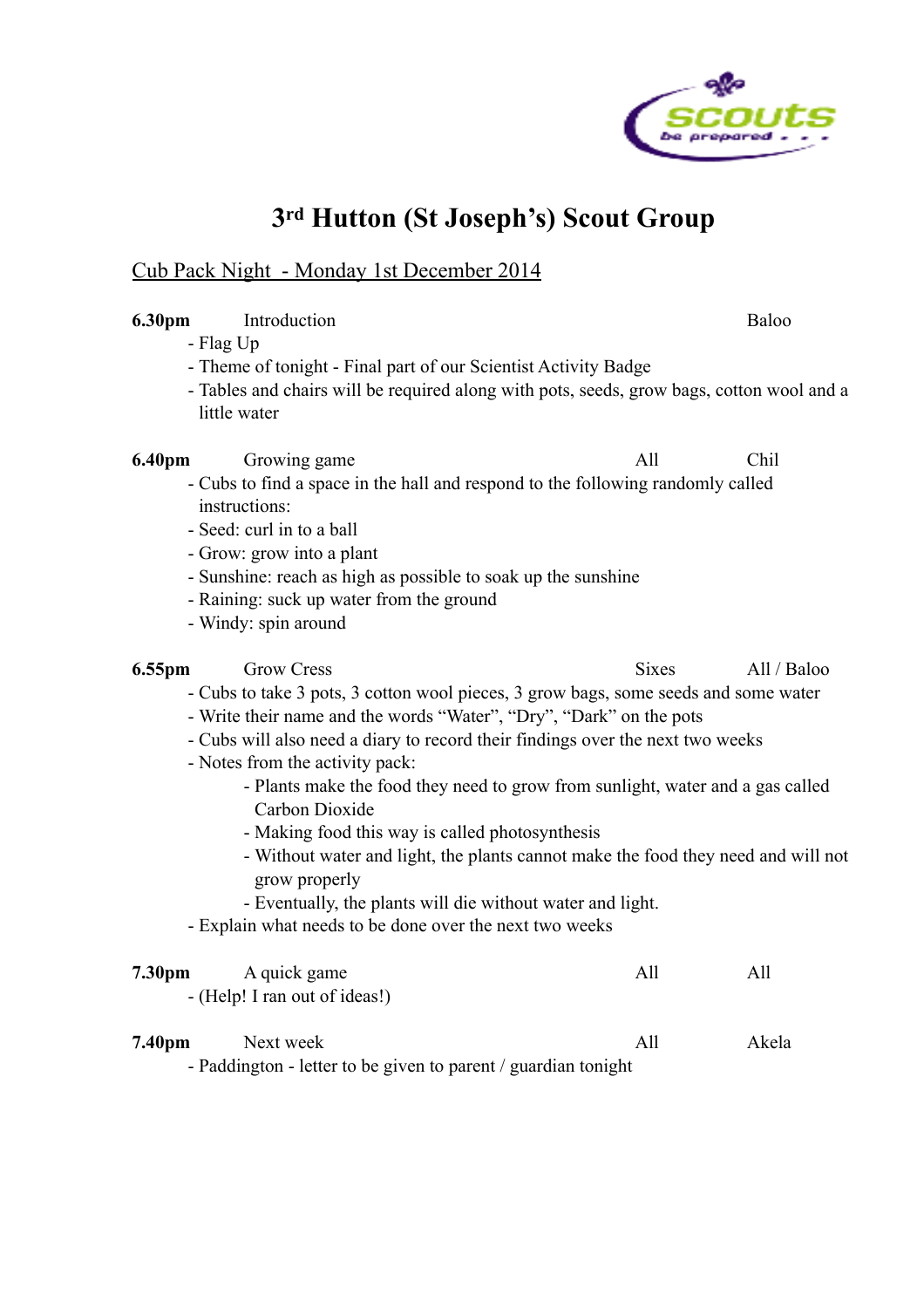# 3rd Hutton (St Joseph's) Scout Group

Cub Pack Night - Monday 1st December 2014

**6.30pm** Introduction — Baloo

- Flag Up
- Theme of tonight - Final part of our Scientist Activity Badge
- Tables and chairs will be required along with pots, seeds, grow bags, cotton wool and a little water

**6.40pm** Growing game — All — Chil

- Cubs to find a space in the hall and respond to the following randomly called instructions:
- Seed: curl in to a ball
- Grow: grow into a plant
- Sunshine: reach as high as possible to soak up the sunshine
- Raining: suck up water from the ground
- Windy: spin around

**6.55pm** Grow Cress — Sixes — All / Baloo

- Cubs to take 3 pots, 3 cotton wool pieces, 3 grow bags, some seeds and some water
- Write their name and the words "Water", "Dry", "Dark" on the pots
- Cubs will also need a diary to record their findings over the next two weeks
- Notes from the activity pack:
  - Plants make the food they need to grow from sunlight, water and a gas called Carbon Dioxide
  - Making food this way is called photosynthesis
  - Without water and light, the plants cannot make the food they need and will not grow properly
  - Eventually, the plants will die without water and light.
- Explain what needs to be done over the next two weeks

**7.30pm** A quick game — All — All

- (Help! I ran out of ideas!)

**7.40pm** Next week — All — Akela

- Paddington - letter to be given to parent / guardian tonight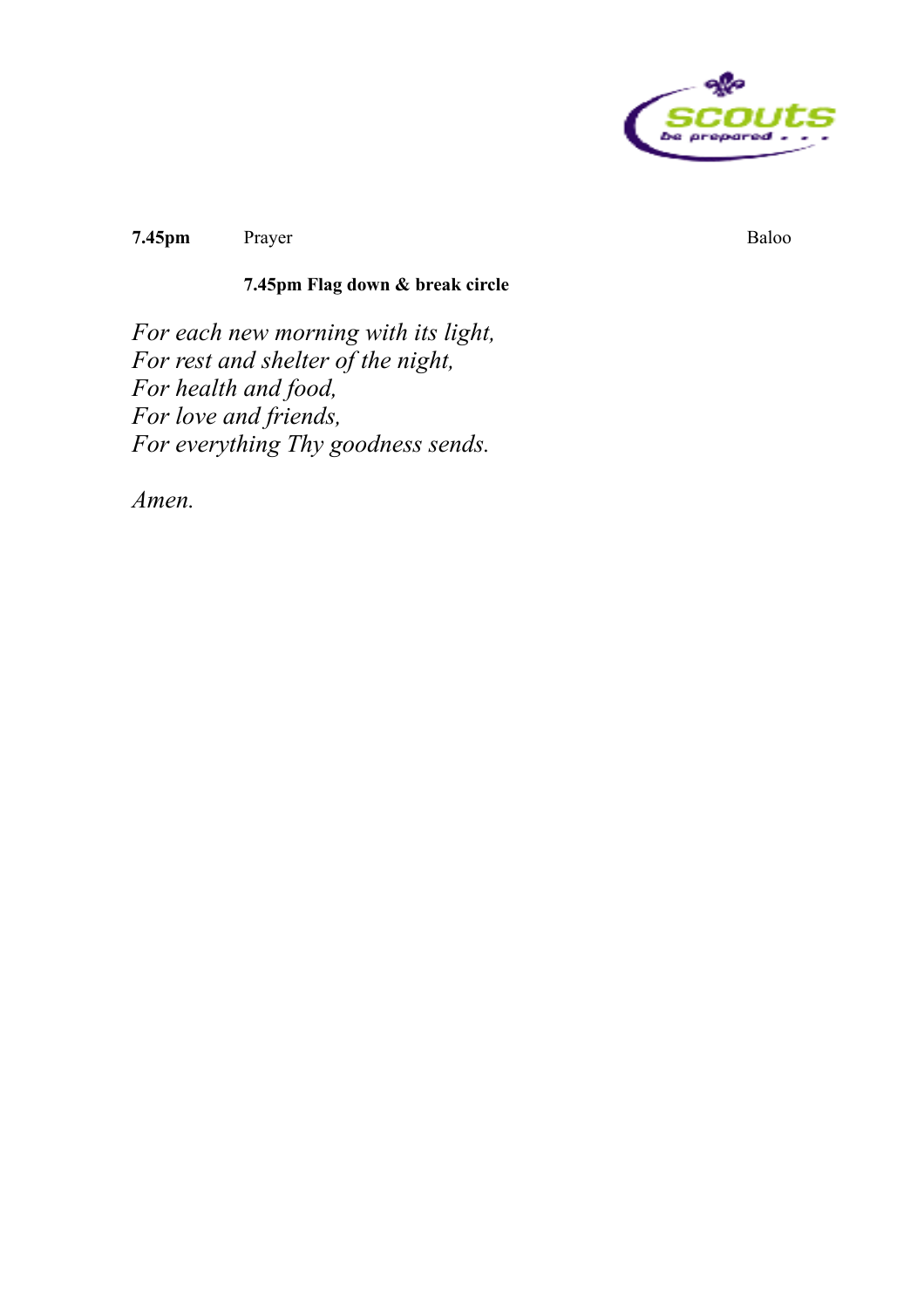| **7.45pm** | Prayer | Baloo |
|---|---|---|

**7.45pm Flag down & break circle**

*For each new morning with its light,*
*For rest and shelter of the night,*
*For health and food,*
*For love and friends,*
*For everything Thy goodness sends.*

*Amen.*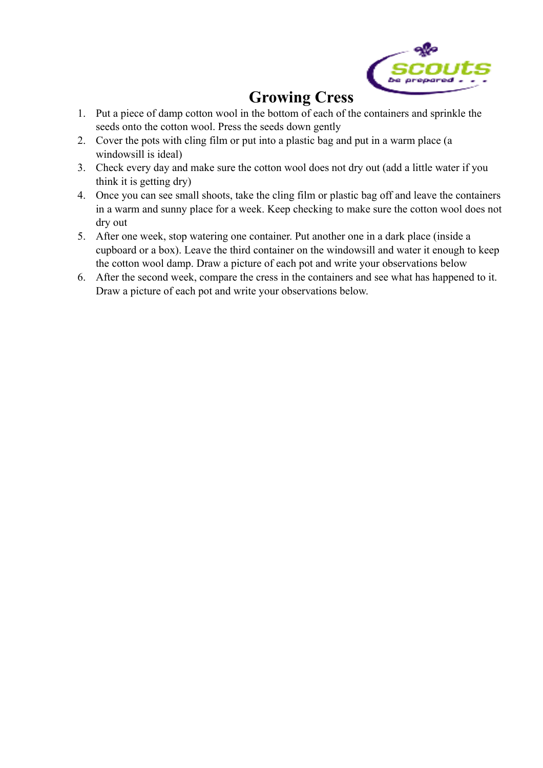# Growing Cress

1. Put a piece of damp cotton wool in the bottom of each of the containers and sprinkle the seeds onto the cotton wool. Press the seeds down gently
2. Cover the pots with cling film or put into a plastic bag and put in a warm place (a windowsill is ideal)
3. Check every day and make sure the cotton wool does not dry out (add a little water if you think it is getting dry)
4. Once you can see small shoots, take the cling film or plastic bag off and leave the containers in a warm and sunny place for a week. Keep checking to make sure the cotton wool does not dry out
5. After one week, stop watering one container. Put another one in a dark place (inside a cupboard or a box). Leave the third container on the windowsill and water it enough to keep the cotton wool damp. Draw a picture of each pot and write your observations below
6. After the second week, compare the cress in the containers and see what has happened to it. Draw a picture of each pot and write your observations below.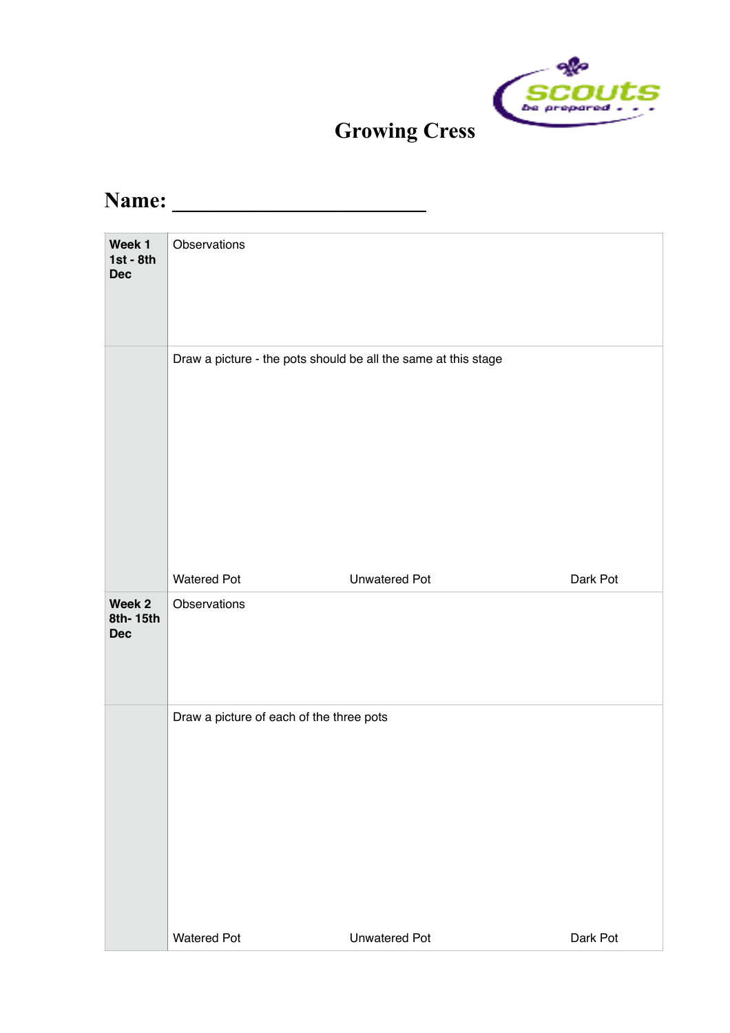# Growing Cress

**Name:** ______________________

| | |
|---|---|
| **Week 1 1st - 8th Dec** | Observations |
| | Draw a picture - the pots should be all the same at this stage<br><br>Watered Pot Unwatered Pot Dark Pot |
| **Week 2 8th- 15th Dec** | Observations |
| | Draw a picture of each of the three pots<br><br>Watered Pot Unwatered Pot Dark Pot |